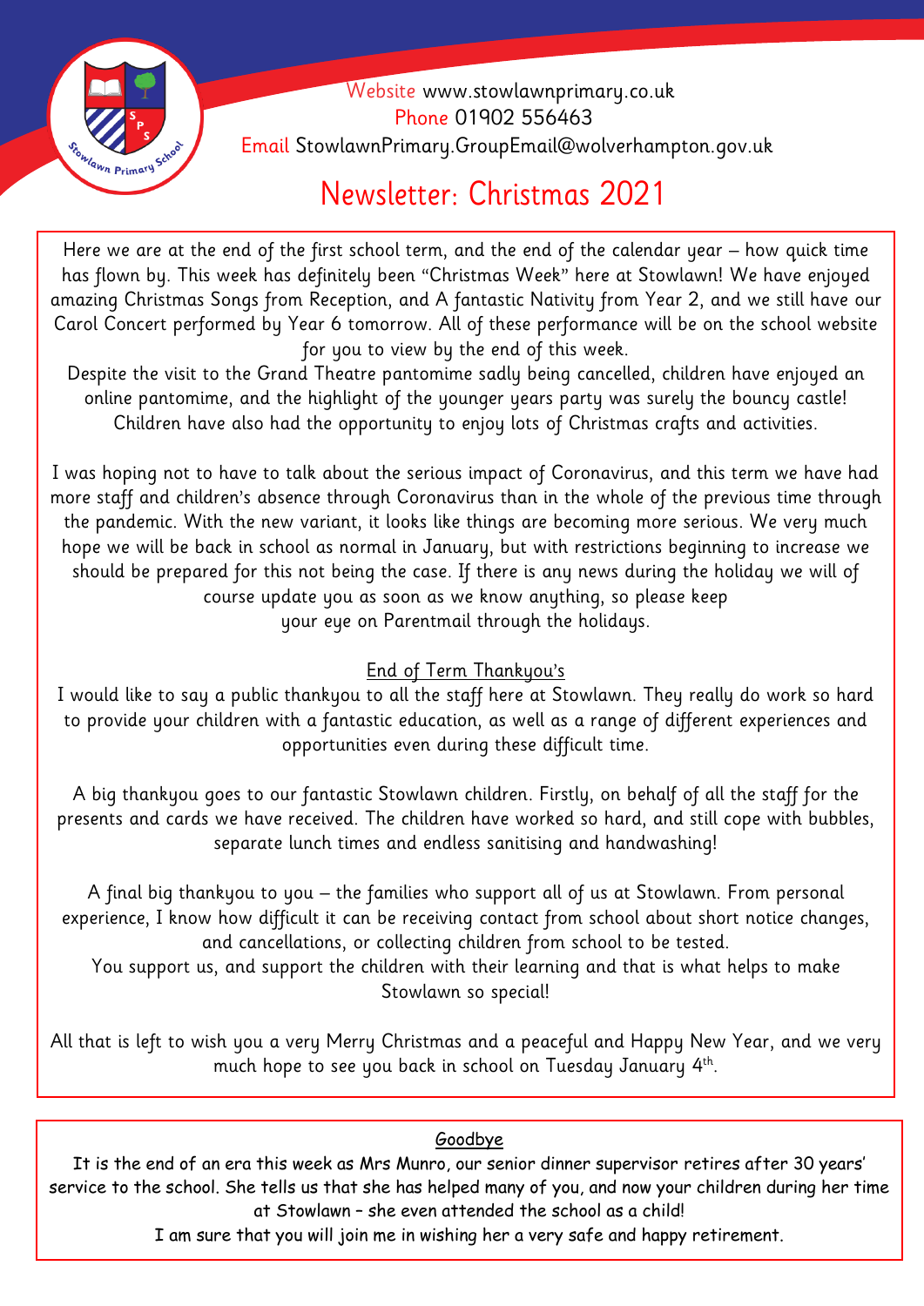Website www.stowlawnprimary.co.uk
Phone 01902 556463
Email StowlawnPrimary.GroupEmail@wolverhampton.gov.uk

# Newsletter: Christmas 2021

Here we are at the end of the first school term, and the end of the calendar year – how quick time has flown by. This week has definitely been "Christmas Week" here at Stowlawn! We have enjoyed amazing Christmas Songs from Reception, and A fantastic Nativity from Year 2, and we still have our Carol Concert performed by Year 6 tomorrow. All of these performance will be on the school website for you to view by the end of this week.

Despite the visit to the Grand Theatre pantomime sadly being cancelled, children have enjoyed an online pantomime, and the highlight of the younger years party was surely the bouncy castle! Children have also had the opportunity to enjoy lots of Christmas crafts and activities.

I was hoping not to have to talk about the serious impact of Coronavirus, and this term we have had more staff and children's absence through Coronavirus than in the whole of the previous time through the pandemic. With the new variant, it looks like things are becoming more serious. We very much hope we will be back in school as normal in January, but with restrictions beginning to increase we should be prepared for this not being the case. If there is any news during the holiday we will of course update you as soon as we know anything, so please keep your eye on Parentmail through the holidays.

## End of Term Thankyou's

I would like to say a public thankyou to all the staff here at Stowlawn. They really do work so hard to provide your children with a fantastic education, as well as a range of different experiences and opportunities even during these difficult time.

A big thankyou goes to our fantastic Stowlawn children. Firstly, on behalf of all the staff for the presents and cards we have received. The children have worked so hard, and still cope with bubbles, separate lunch times and endless sanitising and handwashing!

A final big thankyou to you – the families who support all of us at Stowlawn. From personal experience, I know how difficult it can be receiving contact from school about short notice changes, and cancellations, or collecting children from school to be tested.

You support us, and support the children with their learning and that is what helps to make Stowlawn so special!

All that is left to wish you a very Merry Christmas and a peaceful and Happy New Year, and we very much hope to see you back in school on Tuesday January 4th.

## Goodbye

It is the end of an era this week as Mrs Munro, our senior dinner supervisor retires after 30 years' service to the school. She tells us that she has helped many of you, and now your children during her time at Stowlawn – she even attended the school as a child!

I am sure that you will join me in wishing her a very safe and happy retirement.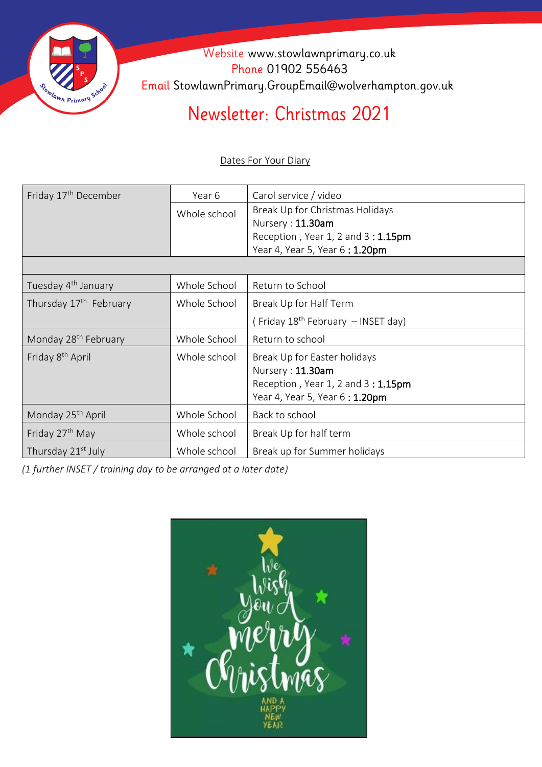Website www.stowlawnprimary.co.uk
Phone 01902 556463
Email StowlawnPrimary.GroupEmail@wolverhampton.gov.uk

# Newsletter: Christmas 2021

Dates For Your Diary

| | | |
|---|---|---|
| Friday 17th December | Year 6 | Carol service / video |
| | Whole school | Break Up for Christmas Holidays<br>Nursery : **11.30am**<br>Reception , Year 1, 2 and 3 **: 1.15pm**<br>Year 4, Year 5, Year 6 **: 1.20pm** |
| | | |
| Tuesday 4th January | Whole School | Return to School |
| Thursday 17th February | Whole School | Break Up for Half Term<br>( Friday 18th February – INSET day) |
| Monday 28th February | Whole School | Return to school |
| Friday 8th April | Whole school | Break Up for Easter holidays<br>Nursery : **11.30am**<br>Reception , Year 1, 2 and 3 **: 1.15pm**<br>Year 4, Year 5, Year 6 **: 1.20pm** |
| Monday 25th April | Whole School | Back to school |
| Friday 27th May | Whole school | Break Up for half term |
| Thursday 21st July | Whole school | Break up for Summer holidays |

*(1 further INSET / training day to be arranged at a later date)*

We Wish You A merry Christmas AND A HAPPY NEW YEAR